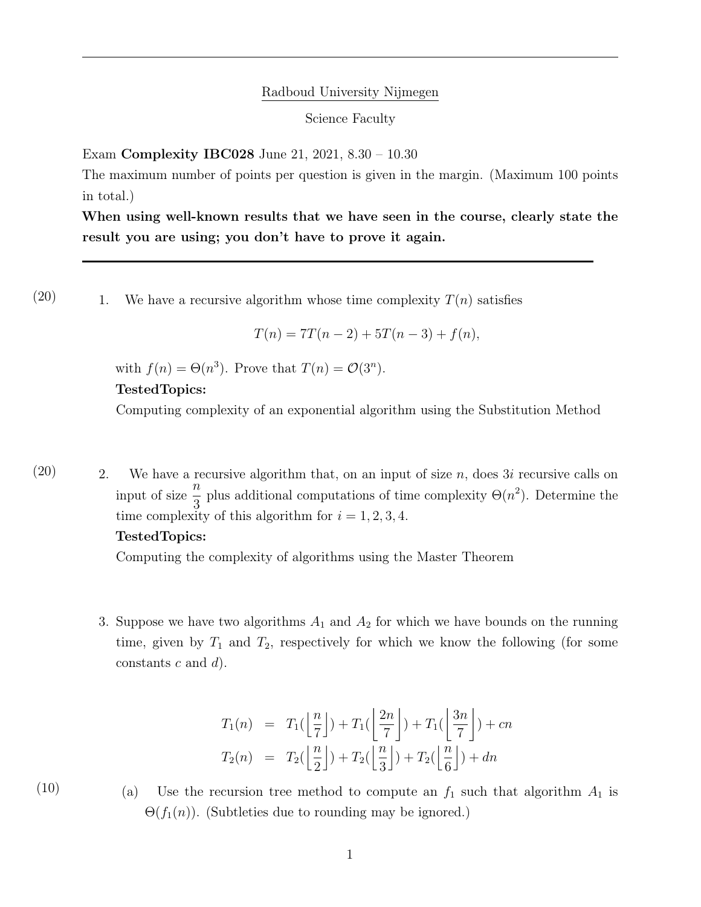Radboud University Nijmegen

Science Faculty

Exam **Complexity IBC028** June 21, 2021, 8.30 – 10.30

The maximum number of points per question is given in the margin. (Maximum 100 points in total.)

**When using well-known results that we have seen in the course, clearly state the result you are using; you don't have to prove it again.**

---

(20) 1. We have a recursive algorithm whose time complexity $T(n)$ satisfies

$$T(n) = 7T(n-2) + 5T(n-3) + f(n),$$

with $f(n) = \Theta(n^3)$. Prove that $T(n) = \mathcal{O}(3^n)$.

**TestedTopics:**

Computing complexity of an exponential algorithm using the Substitution Method

(20) 2. We have a recursive algorithm that, on an input of size $n$, does $3i$ recursive calls on input of size $\frac{n}{3}$ plus additional computations of time complexity $\Theta(n^2)$. Determine the time complexity of this algorithm for $i = 1, 2, 3, 4$.

**TestedTopics:**

Computing the complexity of algorithms using the Master Theorem

3. Suppose we have two algorithms $A_1$ and $A_2$ for which we have bounds on the running time, given by $T_1$ and $T_2$, respectively for which we know the following (for some constants $c$ and $d$).

$$\begin{aligned}
T_1(n) &= T_1(\left\lfloor \frac{n}{7} \right\rfloor) + T_1(\left\lfloor \frac{2n}{7} \right\rfloor) + T_1(\left\lfloor \frac{3n}{7} \right\rfloor) + cn \\
T_2(n) &= T_2(\left\lfloor \frac{n}{2} \right\rfloor) + T_2(\left\lfloor \frac{n}{3} \right\rfloor) + T_2(\left\lfloor \frac{n}{6} \right\rfloor) + dn
\end{aligned}$$

(10) (a) Use the recursion tree method to compute an $f_1$ such that algorithm $A_1$ is $\Theta(f_1(n))$. (Subtleties due to rounding may be ignored.)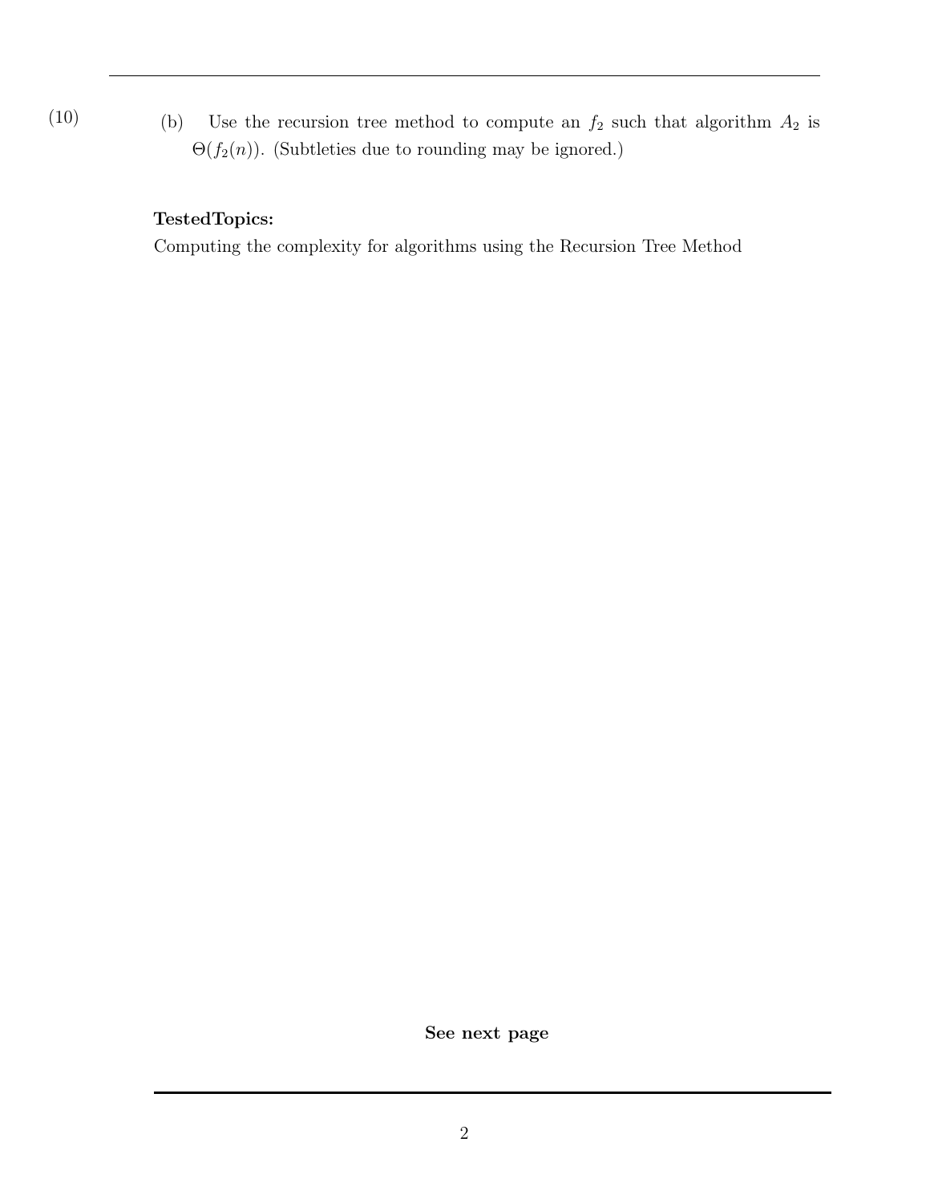(10) (b) Use the recursion tree method to compute an $f_2$ such that algorithm $A_2$ is $\Theta(f_2(n))$. (Subtleties due to rounding may be ignored.)

**TestedTopics:**
Computing the complexity for algorithms using the Recursion Tree Method

**See next page**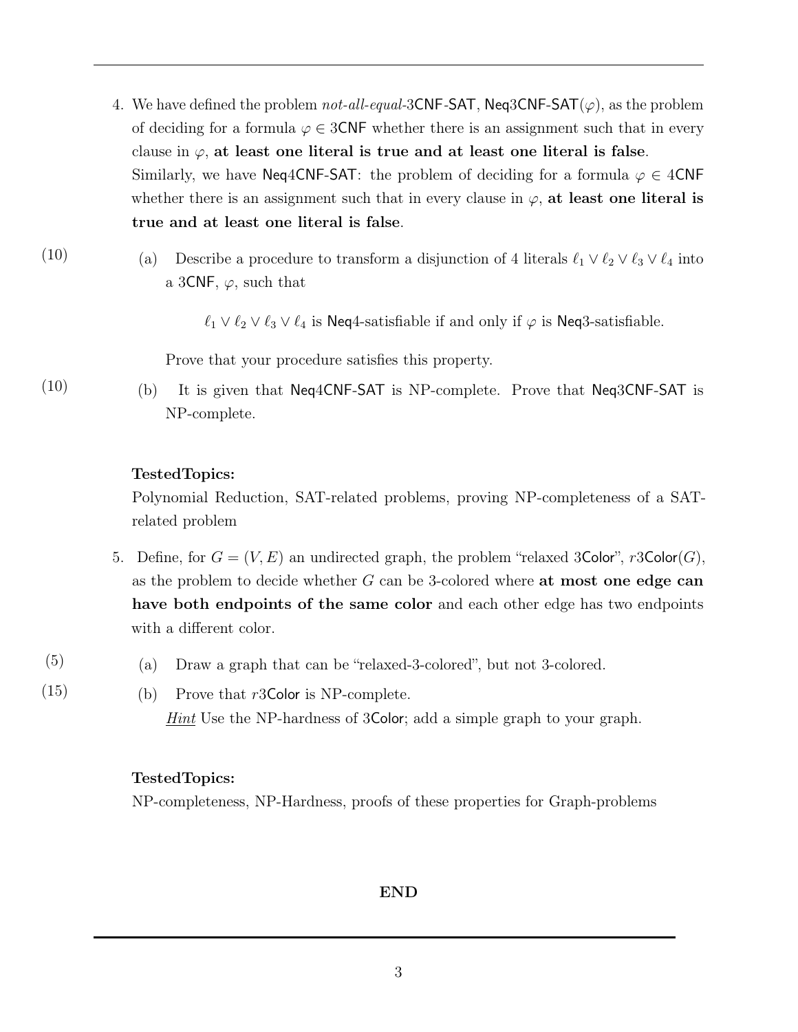4. We have defined the problem *not-all-equal*-3CNF-SAT, Neq3CNF-SAT($\varphi$), as the problem of deciding for a formula $\varphi \in$ 3CNF whether there is an assignment such that in every clause in $\varphi$, **at least one literal is true and at least one literal is false**.
   Similarly, we have Neq4CNF-SAT: the problem of deciding for a formula $\varphi \in$ 4CNF whether there is an assignment such that in every clause in $\varphi$, **at least one literal is true and at least one literal is false**.

   (10) (a) Describe a procedure to transform a disjunction of 4 literals $\ell_1 \vee \ell_2 \vee \ell_3 \vee \ell_4$ into a 3CNF, $\varphi$, such that

   $$\ell_1 \vee \ell_2 \vee \ell_3 \vee \ell_4 \text{ is Neq4-satisfiable if and only if } \varphi \text{ is Neq3-satisfiable.}$$

   Prove that your procedure satisfies this property.

   (10) (b) It is given that Neq4CNF-SAT is NP-complete. Prove that Neq3CNF-SAT is NP-complete.

   **TestedTopics:**
   Polynomial Reduction, SAT-related problems, proving NP-completeness of a SAT-related problem

5. Define, for $G = (V, E)$ an undirected graph, the problem "relaxed 3Color", $r3$Color($G$), as the problem to decide whether $G$ can be 3-colored where **at most one edge can have both endpoints of the same color** and each other edge has two endpoints with a different color.

   (5) (a) Draw a graph that can be "relaxed-3-colored", but not 3-colored.

   (15) (b) Prove that $r3$Color is NP-complete.
   <u>*Hint*</u> Use the NP-hardness of 3Color; add a simple graph to your graph.

   **TestedTopics:**
   NP-completeness, NP-Hardness, proofs of these properties for Graph-problems

**END**